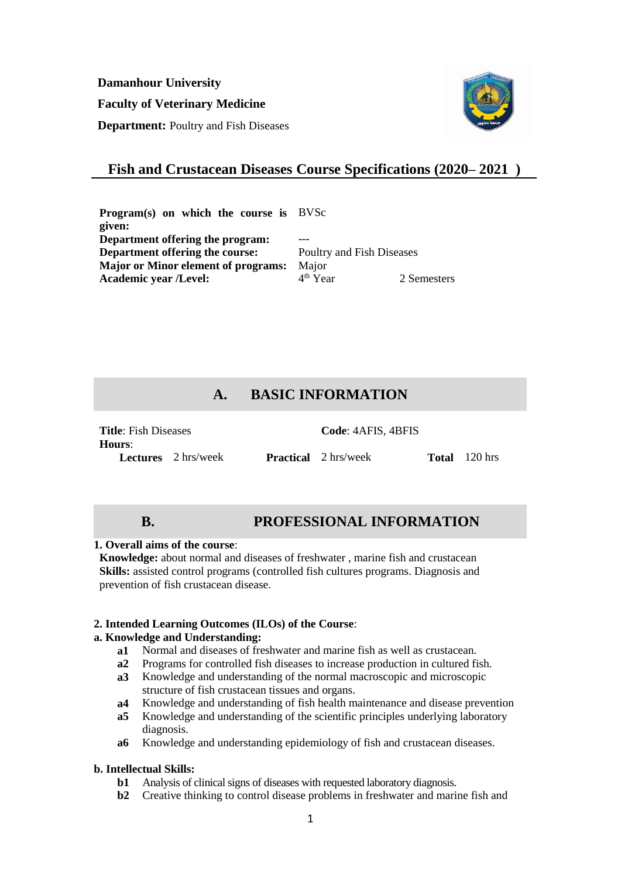**Damanhour University**

**Faculty of Veterinary Medicine**

**Department:** Poultry and Fish Diseases

# Fish and Crustacean Diseases Course Specifications (2020– 2021 )

| | | |
|---|---|---|
| **Program(s) on which the course is given:** | BVSc | |
| **Department offering the program:** | --- | |
| **Department offering the course:** | Poultry and Fish Diseases | |
| **Major or Minor element of programs:** | Major | |
| **Academic year /Level:** | 4th Year | 2 Semesters |

## A. BASIC INFORMATION

**Title**: Fish Diseases **Code**: 4AFIS, 4BFIS

**Hours**:

| **Lectures** | 2 hrs/week | **Practical** | 2 hrs/week | **Total** | 120 hrs |
|---|---|---|---|---|---|

## B. PROFESSIONAL INFORMATION

**1. Overall aims of the course**:

**Knowledge:** about normal and diseases of freshwater , marine fish and crustacean

**Skills:** assisted control programs (controlled fish cultures programs. Diagnosis and prevention of fish crustacean disease.

**2. Intended Learning Outcomes (ILOs) of the Course**:

**a. Knowledge and Understanding:**

- **a1** Normal and diseases of freshwater and marine fish as well as crustacean.
- **a2** Programs for controlled fish diseases to increase production in cultured fish.
- **a3** Knowledge and understanding of the normal macroscopic and microscopic structure of fish crustacean tissues and organs.
- **a4** Knowledge and understanding of fish health maintenance and disease prevention
- **a5** Knowledge and understanding of the scientific principles underlying laboratory diagnosis.
- **a6** Knowledge and understanding epidemiology of fish and crustacean diseases.

**b. Intellectual Skills:**

- **b1** Analysis of clinical signs of diseases with requested laboratory diagnosis.
- **b2** Creative thinking to control disease problems in freshwater and marine fish and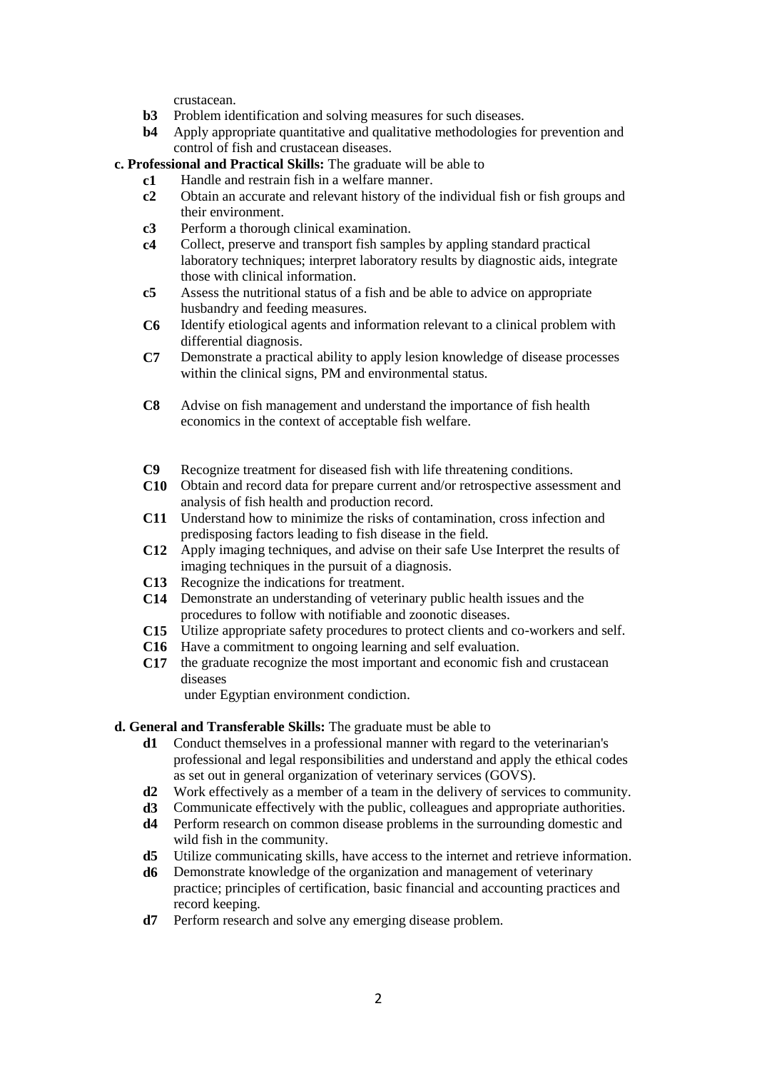crustacean.

- **b3** Problem identification and solving measures for such diseases.
- **b4** Apply appropriate quantitative and qualitative methodologies for prevention and control of fish and crustacean diseases.

**c. Professional and Practical Skills:** The graduate will be able to

- **c1** Handle and restrain fish in a welfare manner.
- **c2** Obtain an accurate and relevant history of the individual fish or fish groups and their environment.
- **c3** Perform a thorough clinical examination.
- **c4** Collect, preserve and transport fish samples by appling standard practical laboratory techniques; interpret laboratory results by diagnostic aids, integrate those with clinical information.
- **c5** Assess the nutritional status of a fish and be able to advice on appropriate husbandry and feeding measures.
- **C6** Identify etiological agents and information relevant to a clinical problem with differential diagnosis.
- **C7** Demonstrate a practical ability to apply lesion knowledge of disease processes within the clinical signs, PM and environmental status.
- **C8** Advise on fish management and understand the importance of fish health economics in the context of acceptable fish welfare.
- **C9** Recognize treatment for diseased fish with life threatening conditions.
- **C10** Obtain and record data for prepare current and/or retrospective assessment and analysis of fish health and production record.
- **C11** Understand how to minimize the risks of contamination, cross infection and predisposing factors leading to fish disease in the field.
- **C12** Apply imaging techniques, and advise on their safe Use Interpret the results of imaging techniques in the pursuit of a diagnosis.
- **C13** Recognize the indications for treatment.
- **C14** Demonstrate an understanding of veterinary public health issues and the procedures to follow with notifiable and zoonotic diseases.
- **C15** Utilize appropriate safety procedures to protect clients and co-workers and self.
- **C16** Have a commitment to ongoing learning and self evaluation.
- **C17** the graduate recognize the most important and economic fish and crustacean diseases under Egyptian environment condiction.

**d. General and Transferable Skills:** The graduate must be able to

- **d1** Conduct themselves in a professional manner with regard to the veterinarian's professional and legal responsibilities and understand and apply the ethical codes as set out in general organization of veterinary services (GOVS).
- **d2** Work effectively as a member of a team in the delivery of services to community.
- **d3** Communicate effectively with the public, colleagues and appropriate authorities.
- **d4** Perform research on common disease problems in the surrounding domestic and wild fish in the community.
- **d5** Utilize communicating skills, have access to the internet and retrieve information.
- **d6** Demonstrate knowledge of the organization and management of veterinary practice; principles of certification, basic financial and accounting practices and record keeping.
- **d7** Perform research and solve any emerging disease problem.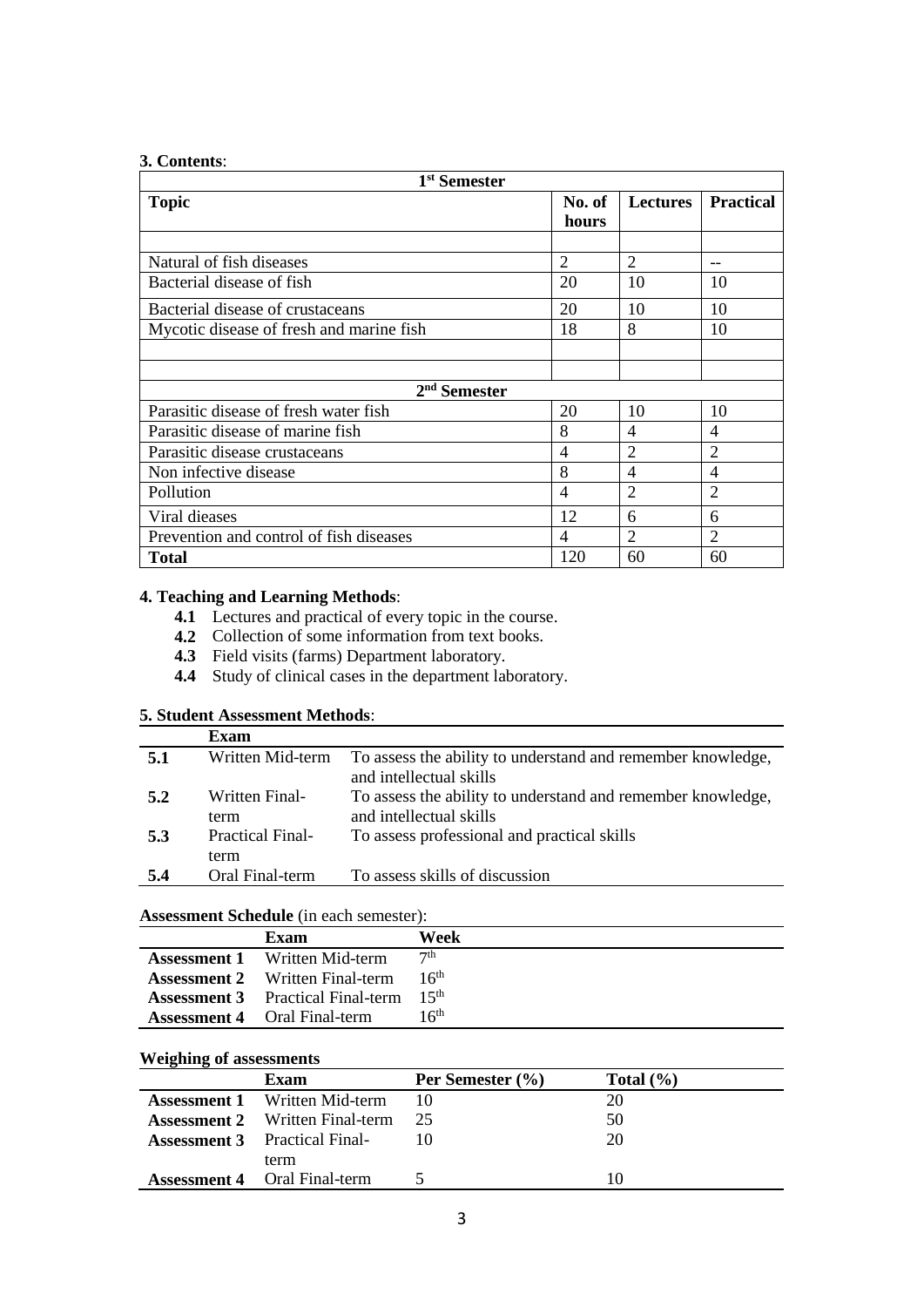**3. Contents**:

| 1st Semester | | | |
|---|---|---|---|
| **Topic** | **No. of hours** | **Lectures** | **Practical** |
| | | | |
| Natural of fish diseases | 2 | 2 | -- |
| Bacterial disease of fish | 20 | 10 | 10 |
| Bacterial disease of crustaceans | 20 | 10 | 10 |
| Mycotic disease of fresh and marine fish | 18 | 8 | 10 |
| | | | |
| | | | |
| **2nd Semester** | | | |
| Parasitic disease of fresh water fish | 20 | 10 | 10 |
| Parasitic disease of marine fish | 8 | 4 | 4 |
| Parasitic disease crustaceans | 4 | 2 | 2 |
| Non infective disease | 8 | 4 | 4 |
| Pollution | 4 | 2 | 2 |
| Viral dieases | 12 | 6 | 6 |
| Prevention and control of fish diseases | 4 | 2 | 2 |
| **Total** | 120 | 60 | 60 |

**4. Teaching and Learning Methods**:

- **4.1** Lectures and practical of every topic in the course.
- **4.2** Collection of some information from text books.
- **4.3** Field visits (farms) Department laboratory.
- **4.4** Study of clinical cases in the department laboratory.

**5. Student Assessment Methods**:

| | **Exam** | |
|---|---|---|
| **5.1** | Written Mid-term | To assess the ability to understand and remember knowledge, and intellectual skills |
| **5.2** | Written Final-term | To assess the ability to understand and remember knowledge, and intellectual skills |
| **5.3** | Practical Final-term | To assess professional and practical skills |
| **5.4** | Oral Final-term | To assess skills of discussion |

**Assessment Schedule** (in each semester):

| | **Exam** | **Week** |
|---|---|---|
| **Assessment 1** | Written Mid-term | 7th |
| **Assessment 2** | Written Final-term | 16th |
| **Assessment 3** | Practical Final-term | 15th |
| **Assessment 4** | Oral Final-term | 16th |

**Weighing of assessments**

| | **Exam** | **Per Semester (%)** | **Total (%)** |
|---|---|---|---|
| **Assessment 1** | Written Mid-term | 10 | 20 |
| **Assessment 2** | Written Final-term | 25 | 50 |
| **Assessment 3** | Practical Final-term | 10 | 20 |
| **Assessment 4** | Oral Final-term | 5 | 10 |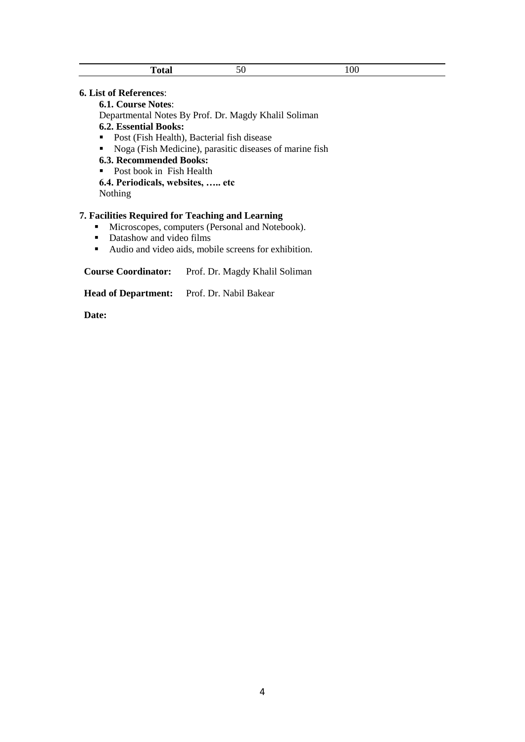| | | |
|---|---|---|
| **Total** | 50 | 100 |

**6. List of References**:

**6.1. Course Notes**:

Departmental Notes By Prof. Dr. Magdy Khalil Soliman

**6.2. Essential Books:**

- Post (Fish Health), Bacterial fish disease
- Noga (Fish Medicine), parasitic diseases of marine fish

**6.3. Recommended Books:**

- Post book in Fish Health

**6.4. Periodicals, websites, ….. etc**

Nothing

**7. Facilities Required for Teaching and Learning**

- Microscopes, computers (Personal and Notebook).
- Datashow and video films
- Audio and video aids, mobile screens for exhibition.

**Course Coordinator:** Prof. Dr. Magdy Khalil Soliman

**Head of Department:** Prof. Dr. Nabil Bakear

**Date:**